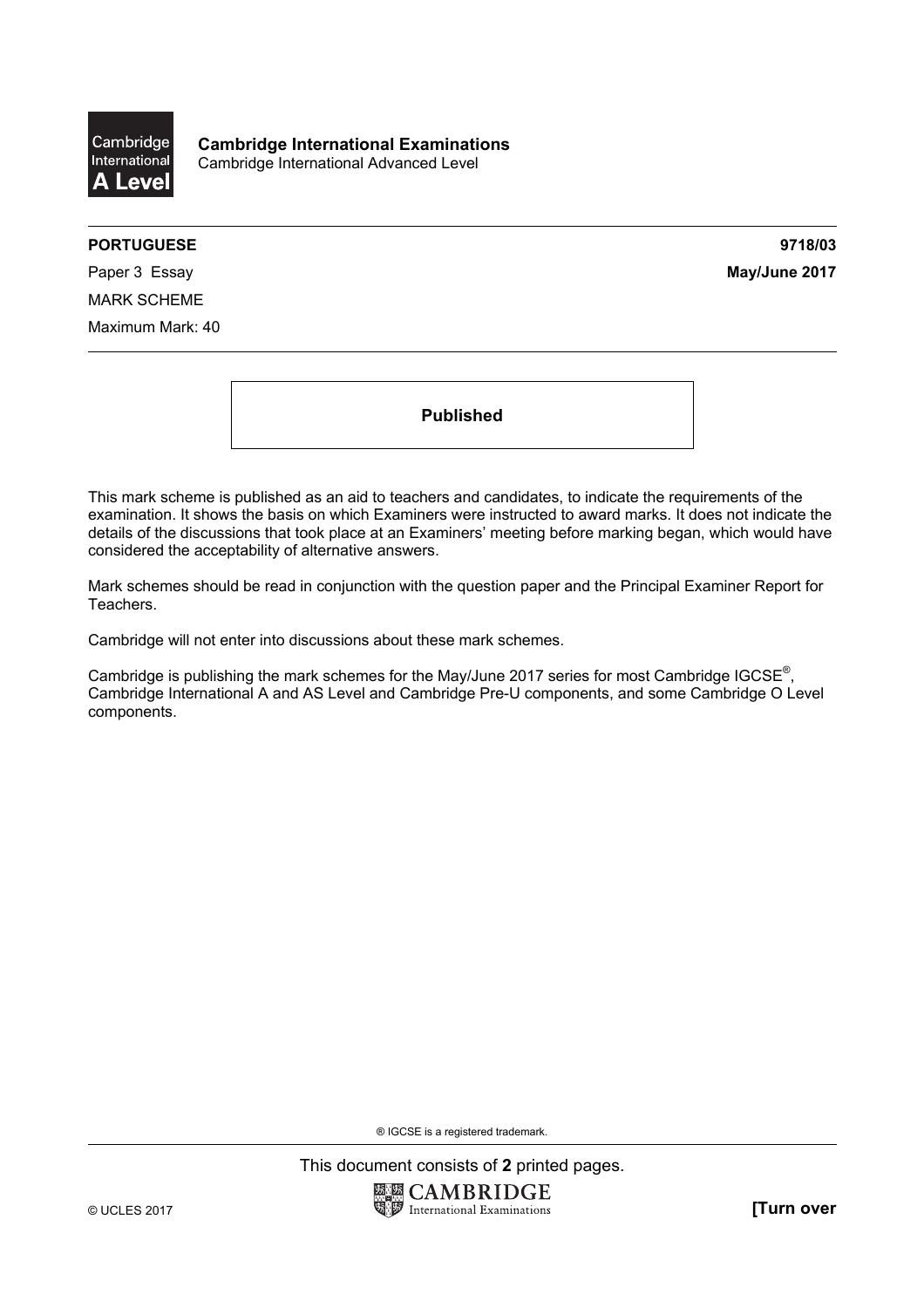**Cambridge International Examinations**
Cambridge International Advanced Level

**PORTUGUESE** **9718/03**

Paper 3 Essay **May/June 2017**

MARK SCHEME

Maximum Mark: 40

**Published**

This mark scheme is published as an aid to teachers and candidates, to indicate the requirements of the examination. It shows the basis on which Examiners were instructed to award marks. It does not indicate the details of the discussions that took place at an Examiners' meeting before marking began, which would have considered the acceptability of alternative answers.

Mark schemes should be read in conjunction with the question paper and the Principal Examiner Report for Teachers.

Cambridge will not enter into discussions about these mark schemes.

Cambridge is publishing the mark schemes for the May/June 2017 series for most Cambridge IGCSE®, Cambridge International A and AS Level and Cambridge Pre-U components, and some Cambridge O Level components.

® IGCSE is a registered trademark.

This document consists of **2** printed pages.

© UCLES 2017 **[Turn over**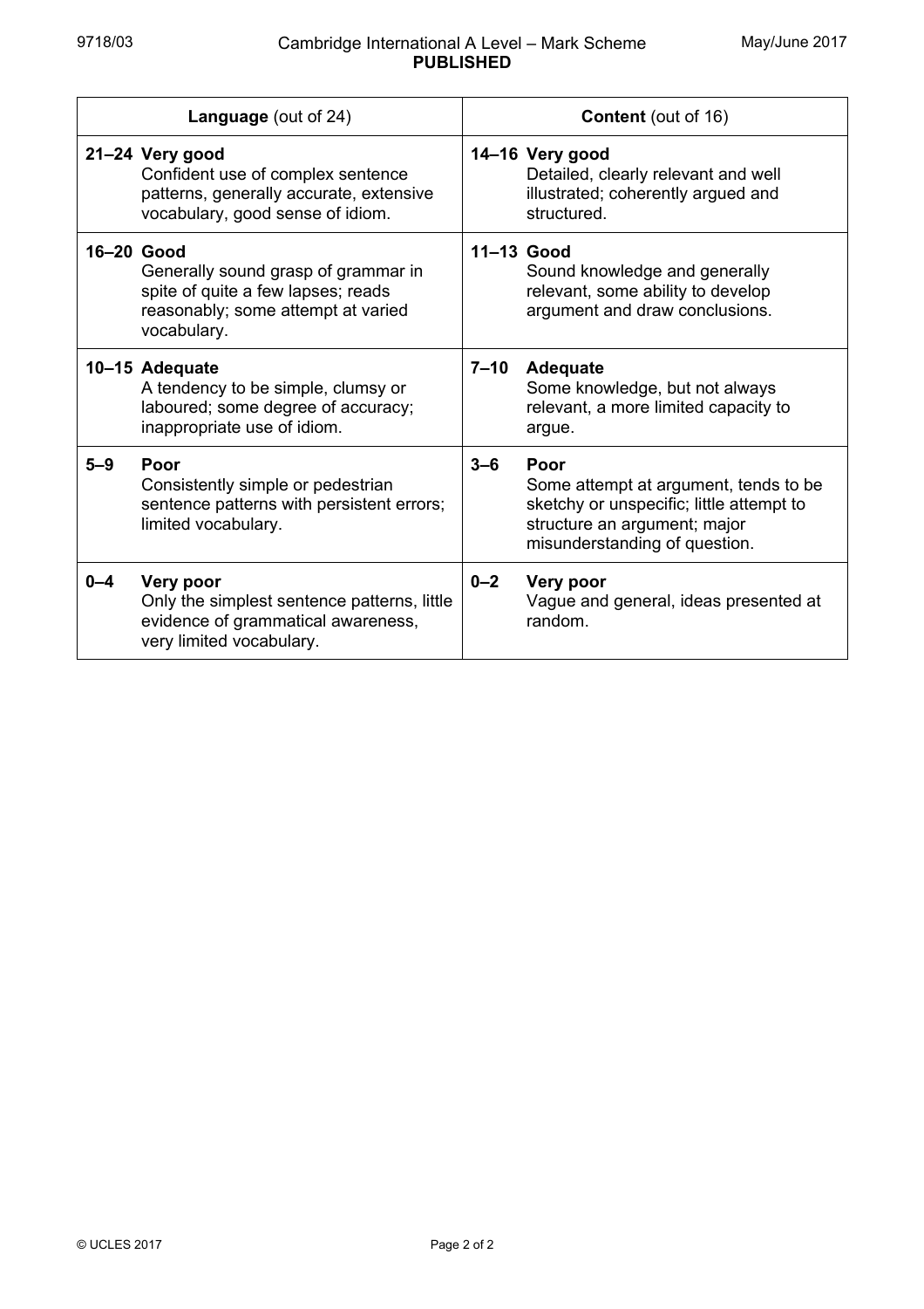| **Language** (out of 24) | **Content** (out of 16) |
|---|---|
| **21–24 Very good** Confident use of complex sentence patterns, generally accurate, extensive vocabulary, good sense of idiom. | **14–16 Very good** Detailed, clearly relevant and well illustrated; coherently argued and structured. |
| **16–20 Good** Generally sound grasp of grammar in spite of quite a few lapses; reads reasonably; some attempt at varied vocabulary. | **11–13 Good** Sound knowledge and generally relevant, some ability to develop argument and draw conclusions. |
| **10–15 Adequate** A tendency to be simple, clumsy or laboured; some degree of accuracy; inappropriate use of idiom. | **7–10 Adequate** Some knowledge, but not always relevant, a more limited capacity to argue. |
| **5–9 Poor** Consistently simple or pedestrian sentence patterns with persistent errors; limited vocabulary. | **3–6 Poor** Some attempt at argument, tends to be sketchy or unspecific; little attempt to structure an argument; major misunderstanding of question. |
| **0–4 Very poor** Only the simplest sentence patterns, little evidence of grammatical awareness, very limited vocabulary. | **0–2 Very poor** Vague and general, ideas presented at random. |